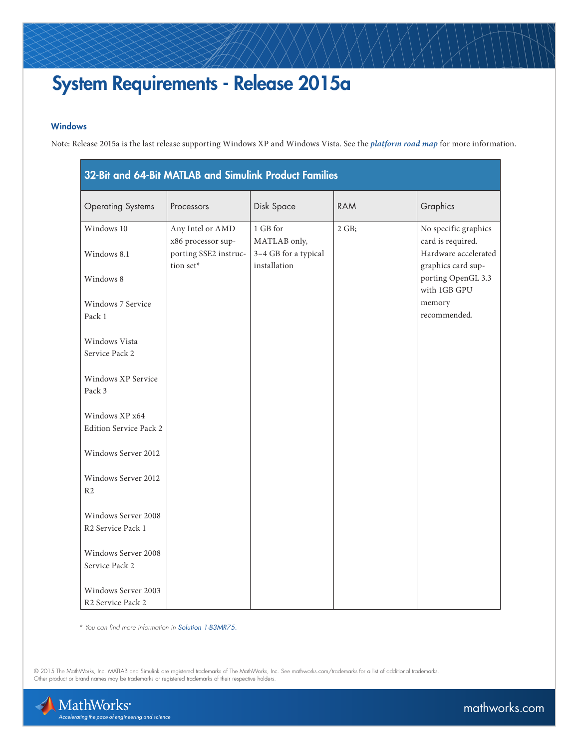# System Requirements - Release 2015a

## Windows

Note: Release 2015a is the last release supporting Windows XP and Windows Vista. See the ***platform road map*** for more information.

| 32-Bit and 64-Bit MATLAB and Simulink Product Families | | | | |
|---|---|---|---|---|
| Operating Systems | Processors | Disk Space | RAM | Graphics |
| Windows 10<br><br>Windows 8.1<br><br>Windows 8<br><br>Windows 7 Service Pack 1<br><br>Windows Vista Service Pack 2<br><br>Windows XP Service Pack 3<br><br>Windows XP x64 Edition Service Pack 2<br><br>Windows Server 2012<br><br>Windows Server 2012 R2<br><br>Windows Server 2008 R2 Service Pack 1<br><br>Windows Server 2008 Service Pack 2<br><br>Windows Server 2003 R2 Service Pack 2 | Any Intel or AMD x86 processor supporting SSE2 instruction set* | 1 GB for MATLAB only,<br>3–4 GB for a typical installation | 2 GB; | No specific graphics card is required. Hardware accelerated graphics card supporting OpenGL 3.3 with 1GB GPU memory recommended. |

*\* You can find more information in Solution 1-B3MR75.*

© 2015 The MathWorks, Inc. MATLAB and Simulink are registered trademarks of The MathWorks, Inc. See mathworks.com/trademarks for a list of additional trademarks. Other product or brand names may be trademarks or registered trademarks of their respective holders.

MathWorks
*Accelerating the pace of engineering and science*

mathworks.com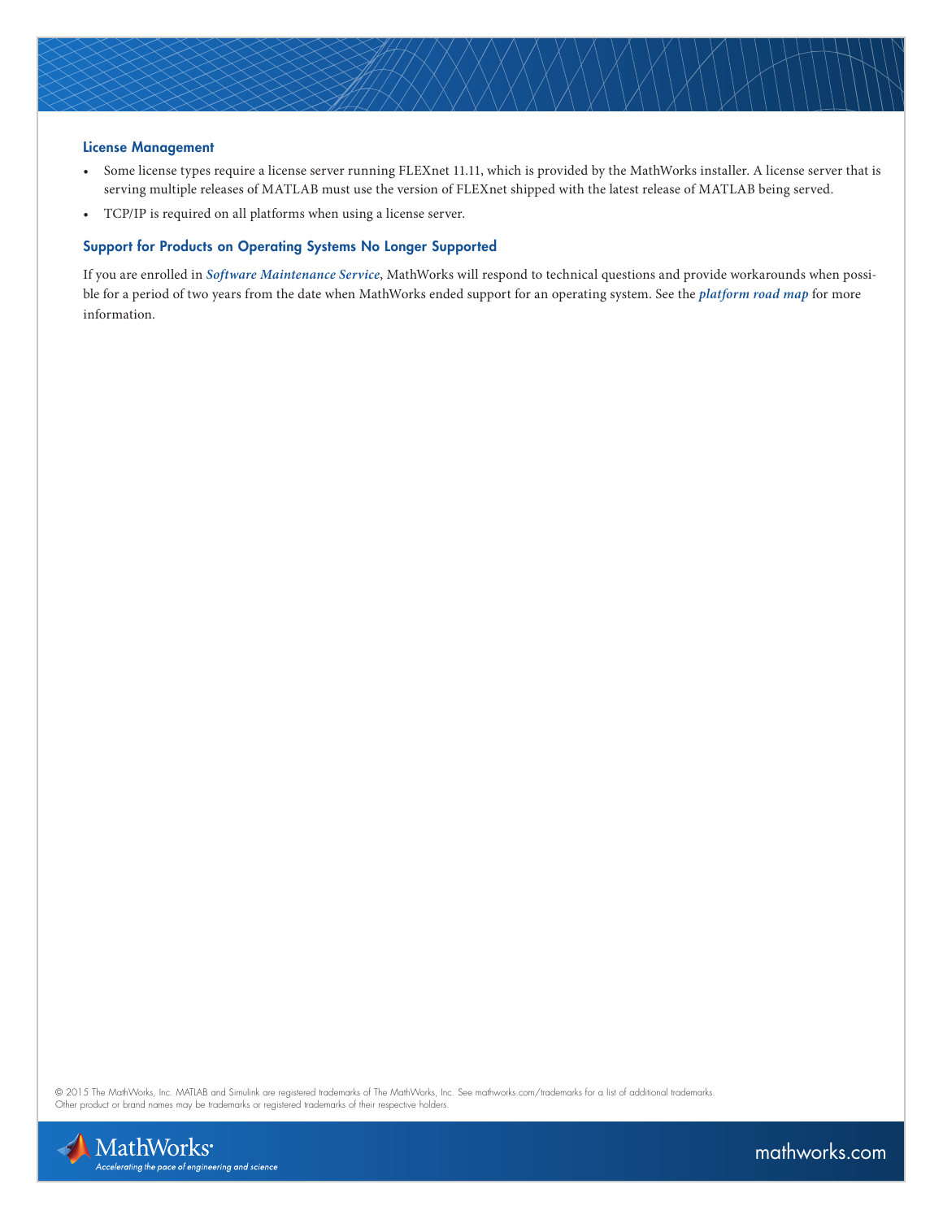### License Management

- Some license types require a license server running FLEXnet 11.11, which is provided by the MathWorks installer. A license server that is serving multiple releases of MATLAB must use the version of FLEXnet shipped with the latest release of MATLAB being served.
- TCP/IP is required on all platforms when using a license server.

### Support for Products on Operating Systems No Longer Supported

If you are enrolled in ***Software Maintenance Service***, MathWorks will respond to technical questions and provide workarounds when possible for a period of two years from the date when MathWorks ended support for an operating system. See the ***platform road map*** for more information.

© 2015 The MathWorks, Inc. MATLAB and Simulink are registered trademarks of The MathWorks, Inc. See mathworks.com/trademarks for a list of additional trademarks. Other product or brand names may be trademarks or registered trademarks of their respective holders.

MathWorks
*Accelerating the pace of engineering and science*

mathworks.com